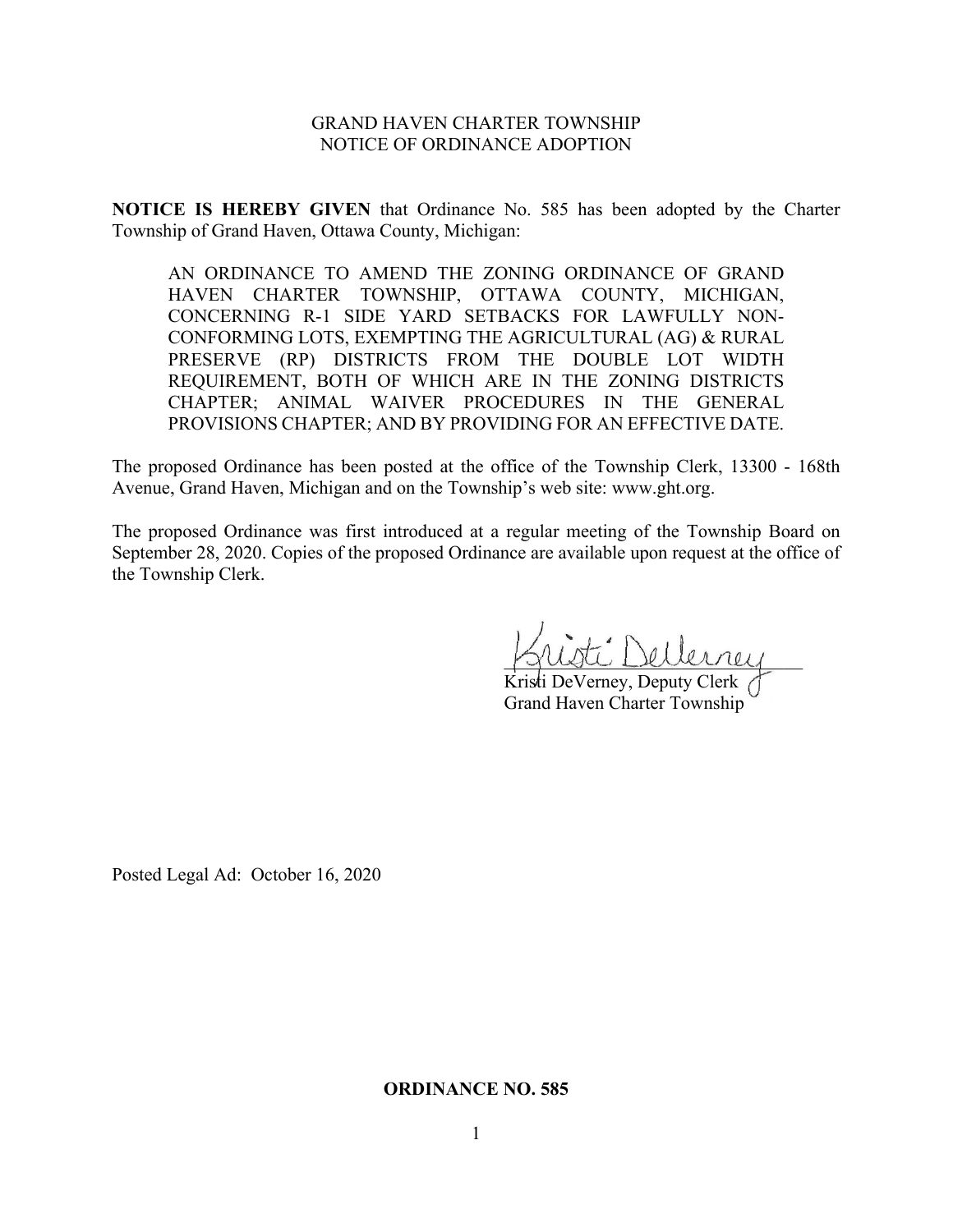GRAND HAVEN CHARTER TOWNSHIP
NOTICE OF ORDINANCE ADOPTION

**NOTICE IS HEREBY GIVEN** that Ordinance No. 585 has been adopted by the Charter Township of Grand Haven, Ottawa County, Michigan:

> AN ORDINANCE TO AMEND THE ZONING ORDINANCE OF GRAND HAVEN CHARTER TOWNSHIP, OTTAWA COUNTY, MICHIGAN, CONCERNING R-1 SIDE YARD SETBACKS FOR LAWFULLY NON-CONFORMING LOTS, EXEMPTING THE AGRICULTURAL (AG) & RURAL PRESERVE (RP) DISTRICTS FROM THE DOUBLE LOT WIDTH REQUIREMENT, BOTH OF WHICH ARE IN THE ZONING DISTRICTS CHAPTER; ANIMAL WAIVER PROCEDURES IN THE GENERAL PROVISIONS CHAPTER; AND BY PROVIDING FOR AN EFFECTIVE DATE.

The proposed Ordinance has been posted at the office of the Township Clerk, 13300 - 168th Avenue, Grand Haven, Michigan and on the Township's web site: www.ght.org.

The proposed Ordinance was first introduced at a regular meeting of the Township Board on September 28, 2020. Copies of the proposed Ordinance are available upon request at the office of the Township Clerk.

Kristi DeVerney, Deputy Clerk
Grand Haven Charter Township

Posted Legal Ad: October 16, 2020

**ORDINANCE NO. 585**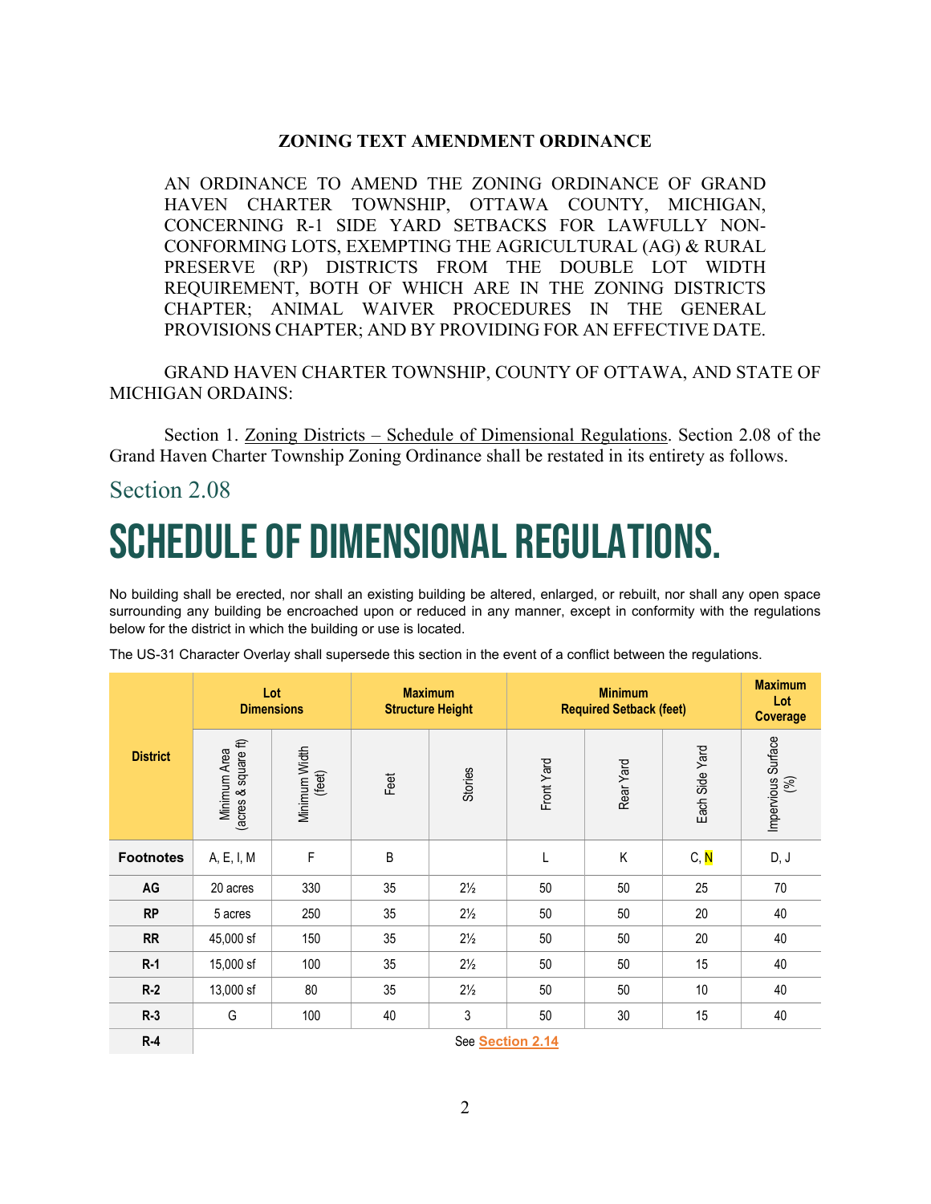**ZONING TEXT AMENDMENT ORDINANCE**

AN ORDINANCE TO AMEND THE ZONING ORDINANCE OF GRAND HAVEN CHARTER TOWNSHIP, OTTAWA COUNTY, MICHIGAN, CONCERNING R-1 SIDE YARD SETBACKS FOR LAWFULLY NON-CONFORMING LOTS, EXEMPTING THE AGRICULTURAL (AG) & RURAL PRESERVE (RP) DISTRICTS FROM THE DOUBLE LOT WIDTH REQUIREMENT, BOTH OF WHICH ARE IN THE ZONING DISTRICTS CHAPTER; ANIMAL WAIVER PROCEDURES IN THE GENERAL PROVISIONS CHAPTER; AND BY PROVIDING FOR AN EFFECTIVE DATE.

GRAND HAVEN CHARTER TOWNSHIP, COUNTY OF OTTAWA, AND STATE OF MICHIGAN ORDAINS:

Section 1. Zoning Districts – Schedule of Dimensional Regulations. Section 2.08 of the Grand Haven Charter Township Zoning Ordinance shall be restated in its entirety as follows.

## Section 2.08

# SCHEDULE OF DIMENSIONAL REGULATIONS.

No building shall be erected, nor shall an existing building be altered, enlarged, or rebuilt, nor shall any open space surrounding any building be encroached upon or reduced in any manner, except in conformity with the regulations below for the district in which the building or use is located.

The US-31 Character Overlay shall supersede this section in the event of a conflict between the regulations.

| District | Lot Dimensions | | Maximum Structure Height | | Minimum Required Setback (feet) | | | Maximum Lot Coverage |
|---|---|---|---|---|---|---|---|---|
| | Minimum Area (acres & square ft) | Minimum Width (feet) | Feet | Stories | Front Yard | Rear Yard | Each Side Yard | Impervious Surface (%) |
| **Footnotes** | A, E, I, M | F | B | | L | K | C, N | D, J |
| **AG** | 20 acres | 330 | 35 | 2½ | 50 | 50 | 25 | 70 |
| **RP** | 5 acres | 250 | 35 | 2½ | 50 | 50 | 20 | 40 |
| **RR** | 45,000 sf | 150 | 35 | 2½ | 50 | 50 | 20 | 40 |
| **R-1** | 15,000 sf | 100 | 35 | 2½ | 50 | 50 | 15 | 40 |
| **R-2** | 13,000 sf | 80 | 35 | 2½ | 50 | 50 | 10 | 40 |
| **R-3** | G | 100 | 40 | 3 | 50 | 30 | 15 | 40 |
| **R-4** | See Section 2.14 | | | | | | | |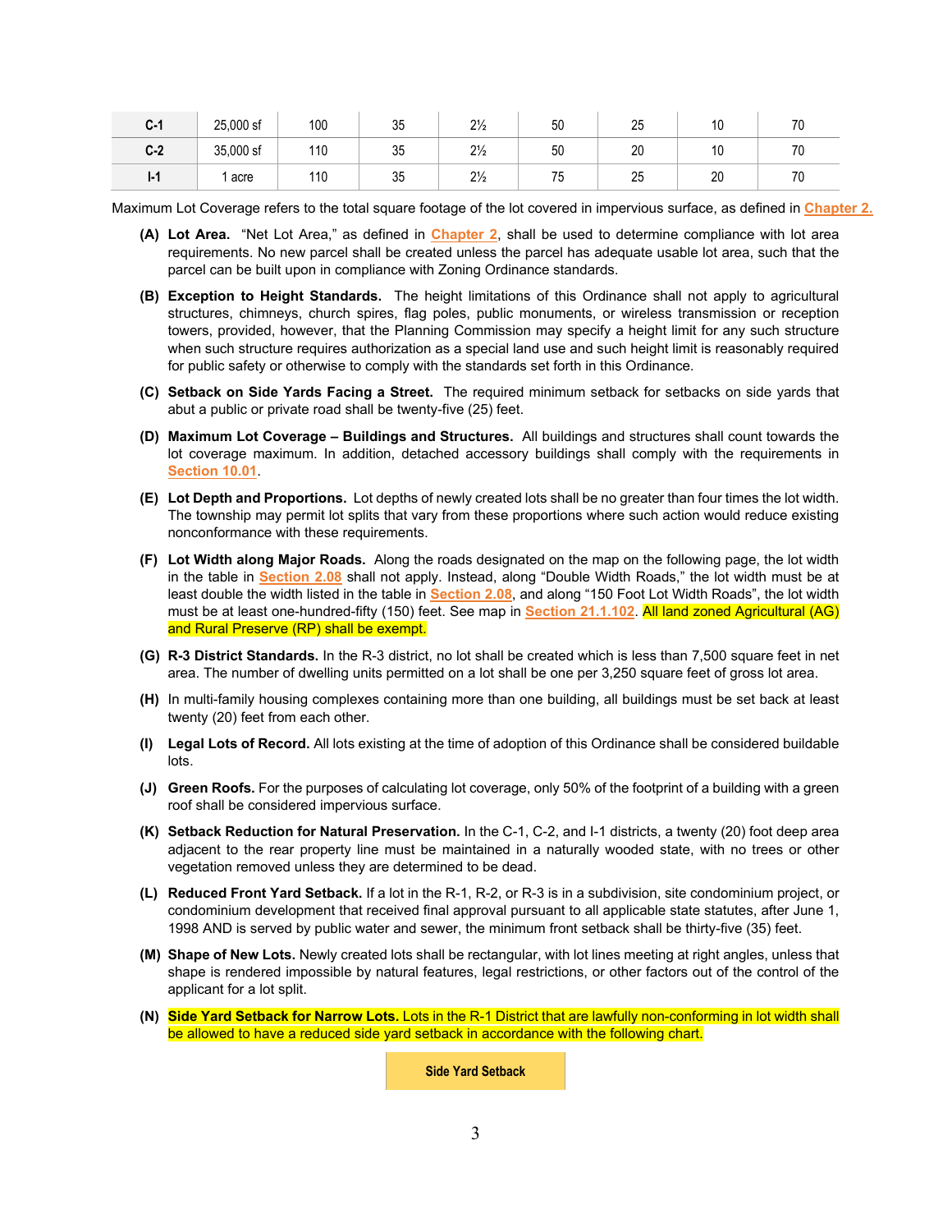| C-1 | 25,000 sf | 100 | 35 | 2½ | 50 | 25 | 10 | 70 |
|---|---|---|---|---|---|---|---|---|
| C-2 | 35,000 sf | 110 | 35 | 2½ | 50 | 20 | 10 | 70 |
| I-1 | 1 acre | 110 | 35 | 2½ | 75 | 25 | 20 | 70 |

Maximum Lot Coverage refers to the total square footage of the lot covered in impervious surface, as defined in Chapter 2.

**(A) Lot Area.** "Net Lot Area," as defined in Chapter 2, shall be used to determine compliance with lot area requirements. No new parcel shall be created unless the parcel has adequate usable lot area, such that the parcel can be built upon in compliance with Zoning Ordinance standards.

**(B) Exception to Height Standards.** The height limitations of this Ordinance shall not apply to agricultural structures, chimneys, church spires, flag poles, public monuments, or wireless transmission or reception towers, provided, however, that the Planning Commission may specify a height limit for any such structure when such structure requires authorization as a special land use and such height limit is reasonably required for public safety or otherwise to comply with the standards set forth in this Ordinance.

**(C) Setback on Side Yards Facing a Street.** The required minimum setback for setbacks on side yards that abut a public or private road shall be twenty-five (25) feet.

**(D) Maximum Lot Coverage – Buildings and Structures.** All buildings and structures shall count towards the lot coverage maximum. In addition, detached accessory buildings shall comply with the requirements in Section 10.01.

**(E) Lot Depth and Proportions.** Lot depths of newly created lots shall be no greater than four times the lot width. The township may permit lot splits that vary from these proportions where such action would reduce existing nonconformance with these requirements.

**(F) Lot Width along Major Roads.** Along the roads designated on the map on the following page, the lot width in the table in Section 2.08 shall not apply. Instead, along "Double Width Roads," the lot width must be at least double the width listed in the table in Section 2.08, and along "150 Foot Lot Width Roads", the lot width must be at least one-hundred-fifty (150) feet. See map in Section 21.1.102. All land zoned Agricultural (AG) and Rural Preserve (RP) shall be exempt.

**(G) R-3 District Standards.** In the R-3 district, no lot shall be created which is less than 7,500 square feet in net area. The number of dwelling units permitted on a lot shall be one per 3,250 square feet of gross lot area.

**(H)** In multi-family housing complexes containing more than one building, all buildings must be set back at least twenty (20) feet from each other.

**(I) Legal Lots of Record.** All lots existing at the time of adoption of this Ordinance shall be considered buildable lots.

**(J) Green Roofs.** For the purposes of calculating lot coverage, only 50% of the footprint of a building with a green roof shall be considered impervious surface.

**(K) Setback Reduction for Natural Preservation.** In the C-1, C-2, and I-1 districts, a twenty (20) foot deep area adjacent to the rear property line must be maintained in a naturally wooded state, with no trees or other vegetation removed unless they are determined to be dead.

**(L) Reduced Front Yard Setback.** If a lot in the R-1, R-2, or R-3 is in a subdivision, site condominium project, or condominium development that received final approval pursuant to all applicable state statutes, after June 1, 1998 AND is served by public water and sewer, the minimum front setback shall be thirty-five (35) feet.

**(M) Shape of New Lots.** Newly created lots shall be rectangular, with lot lines meeting at right angles, unless that shape is rendered impossible by natural features, legal restrictions, or other factors out of the control of the applicant for a lot split.

**(N) Side Yard Setback for Narrow Lots.** Lots in the R-1 District that are lawfully non-conforming in lot width shall be allowed to have a reduced side yard setback in accordance with the following chart.

| Side Yard Setback |
|---|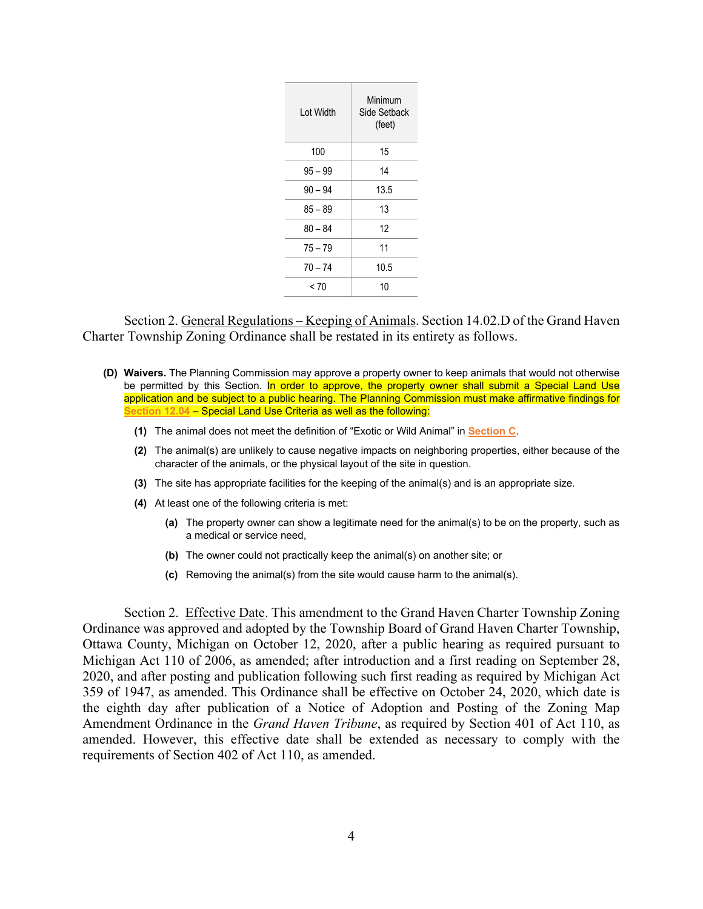| Lot Width | Minimum Side Setback (feet) |
|---|---|
| 100 | 15 |
| 95 – 99 | 14 |
| 90 – 94 | 13.5 |
| 85 – 89 | 13 |
| 80 – 84 | 12 |
| 75 – 79 | 11 |
| 70 – 74 | 10.5 |
| < 70 | 10 |

Section 2. General Regulations – Keeping of Animals. Section 14.02.D of the Grand Haven Charter Township Zoning Ordinance shall be restated in its entirety as follows.

**(D) Waivers.** The Planning Commission may approve a property owner to keep animals that would not otherwise be permitted by this Section. In order to approve, the property owner shall submit a Special Land Use application and be subject to a public hearing. The Planning Commission must make affirmative findings for Section 12.04 – Special Land Use Criteria as well as the following:

- **(1)** The animal does not meet the definition of "Exotic or Wild Animal" in Section C.
- **(2)** The animal(s) are unlikely to cause negative impacts on neighboring properties, either because of the character of the animals, or the physical layout of the site in question.
- **(3)** The site has appropriate facilities for the keeping of the animal(s) and is an appropriate size.
- **(4)** At least one of the following criteria is met:
  - **(a)** The property owner can show a legitimate need for the animal(s) to be on the property, such as a medical or service need,
  - **(b)** The owner could not practically keep the animal(s) on another site; or
  - **(c)** Removing the animal(s) from the site would cause harm to the animal(s).

Section 2. Effective Date. This amendment to the Grand Haven Charter Township Zoning Ordinance was approved and adopted by the Township Board of Grand Haven Charter Township, Ottawa County, Michigan on October 12, 2020, after a public hearing as required pursuant to Michigan Act 110 of 2006, as amended; after introduction and a first reading on September 28, 2020, and after posting and publication following such first reading as required by Michigan Act 359 of 1947, as amended. This Ordinance shall be effective on October 24, 2020, which date is the eighth day after publication of a Notice of Adoption and Posting of the Zoning Map Amendment Ordinance in the *Grand Haven Tribune*, as required by Section 401 of Act 110, as amended. However, this effective date shall be extended as necessary to comply with the requirements of Section 402 of Act 110, as amended.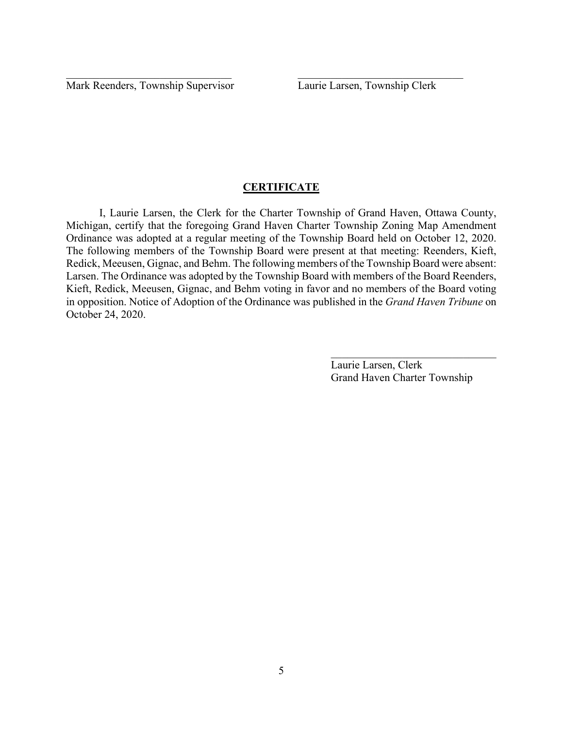\_\_\_\_\_\_\_\_\_\_\_\_\_\_\_\_\_\_\_\_\_\_\_\_\_\_\_\_\_\_\_\_ \_\_\_\_\_\_\_\_\_\_\_\_\_\_\_\_\_\_\_\_\_\_\_\_\_\_\_\_\_\_\_\_

Mark Reenders, Township Supervisor    Laurie Larsen, Township Clerk

## **CERTIFICATE**

I, Laurie Larsen, the Clerk for the Charter Township of Grand Haven, Ottawa County, Michigan, certify that the foregoing Grand Haven Charter Township Zoning Map Amendment Ordinance was adopted at a regular meeting of the Township Board held on October 12, 2020. The following members of the Township Board were present at that meeting: Reenders, Kieft, Redick, Meeusen, Gignac, and Behm. The following members of the Township Board were absent: Larsen. The Ordinance was adopted by the Township Board with members of the Board Reenders, Kieft, Redick, Meeusen, Gignac, and Behm voting in favor and no members of the Board voting in opposition. Notice of Adoption of the Ordinance was published in the *Grand Haven Tribune* on October 24, 2020.

\_\_\_\_\_\_\_\_\_\_\_\_\_\_\_\_\_\_\_\_\_\_\_\_\_\_\_\_\_\_\_\_

Laurie Larsen, Clerk
Grand Haven Charter Township